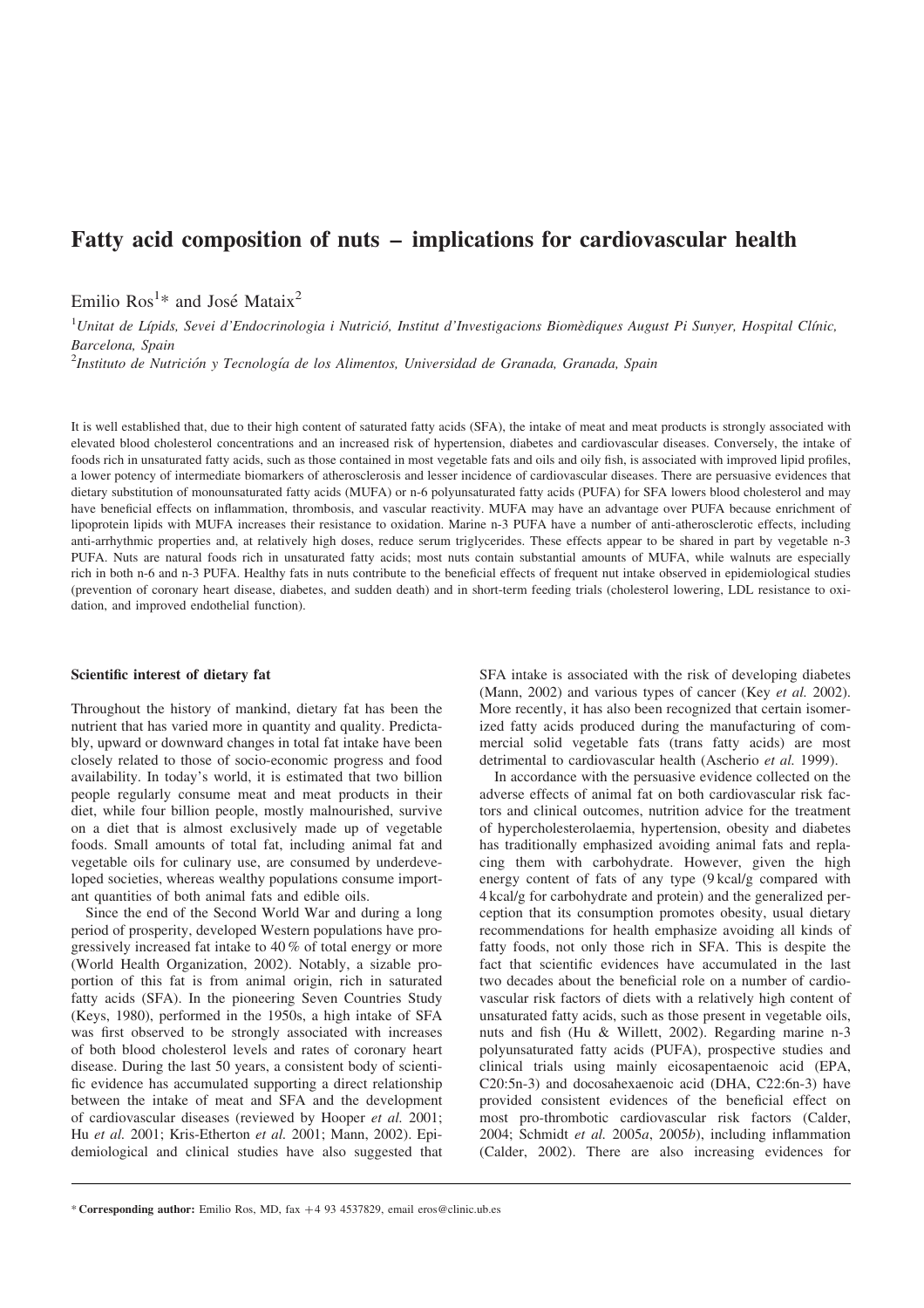# Fatty acid composition of nuts – implications for cardiovascular health

Emilio Ros[1]* and José Mataix[2]

[1]*Unitat de Lípids, Sevei d'Endocrinologia i Nutrició, Institut d'Investigacions Biomèdiques August Pi Sunyer, Hospital Clínic, Barcelona, Spain*

[2]*Instituto de Nutrición y Tecnología de los Alimentos, Universidad de Granada, Granada, Spain*

It is well established that, due to their high content of saturated fatty acids (SFA), the intake of meat and meat products is strongly associated with elevated blood cholesterol concentrations and an increased risk of hypertension, diabetes and cardiovascular diseases. Conversely, the intake of foods rich in unsaturated fatty acids, such as those contained in most vegetable fats and oils and oily fish, is associated with improved lipid profiles, a lower potency of intermediate biomarkers of atherosclerosis and lesser incidence of cardiovascular diseases. There are persuasive evidences that dietary substitution of monounsaturated fatty acids (MUFA) or n-6 polyunsaturated fatty acids (PUFA) for SFA lowers blood cholesterol and may have beneficial effects on inflammation, thrombosis, and vascular reactivity. MUFA may have an advantage over PUFA because enrichment of lipoprotein lipids with MUFA increases their resistance to oxidation. Marine n-3 PUFA have a number of anti-atherosclerotic effects, including anti-arrhythmic properties and, at relatively high doses, reduce serum triglycerides. These effects appear to be shared in part by vegetable n-3 PUFA. Nuts are natural foods rich in unsaturated fatty acids; most nuts contain substantial amounts of MUFA, while walnuts are especially rich in both n-6 and n-3 PUFA. Healthy fats in nuts contribute to the beneficial effects of frequent nut intake observed in epidemiological studies (prevention of coronary heart disease, diabetes, and sudden death) and in short-term feeding trials (cholesterol lowering, LDL resistance to oxidation, and improved endothelial function).

### Scientific interest of dietary fat

Throughout the history of mankind, dietary fat has been the nutrient that has varied more in quantity and quality. Predictably, upward or downward changes in total fat intake have been closely related to those of socio-economic progress and food availability. In today's world, it is estimated that two billion people regularly consume meat and meat products in their diet, while four billion people, mostly malnourished, survive on a diet that is almost exclusively made up of vegetable foods. Small amounts of total fat, including animal fat and vegetable oils for culinary use, are consumed by underdeveloped societies, whereas wealthy populations consume important quantities of both animal fats and edible oils.

Since the end of the Second World War and during a long period of prosperity, developed Western populations have progressively increased fat intake to 40 % of total energy or more (World Health Organization, 2002). Notably, a sizable proportion of this fat is from animal origin, rich in saturated fatty acids (SFA). In the pioneering Seven Countries Study (Keys, 1980), performed in the 1950s, a high intake of SFA was first observed to be strongly associated with increases of both blood cholesterol levels and rates of coronary heart disease. During the last 50 years, a consistent body of scientific evidence has accumulated supporting a direct relationship between the intake of meat and SFA and the development of cardiovascular diseases (reviewed by Hooper *et al.* 2001; Hu *et al.* 2001; Kris-Etherton *et al.* 2001; Mann, 2002). Epidemiological and clinical studies have also suggested that SFA intake is associated with the risk of developing diabetes (Mann, 2002) and various types of cancer (Key *et al.* 2002). More recently, it has also been recognized that certain isomerized fatty acids produced during the manufacturing of commercial solid vegetable fats (trans fatty acids) are most detrimental to cardiovascular health (Ascherio *et al.* 1999).

In accordance with the persuasive evidence collected on the adverse effects of animal fat on both cardiovascular risk factors and clinical outcomes, nutrition advice for the treatment of hypercholesterolaemia, hypertension, obesity and diabetes has traditionally emphasized avoiding animal fats and replacing them with carbohydrate. However, given the high energy content of fats of any type (9 kcal/g compared with 4 kcal/g for carbohydrate and protein) and the generalized perception that its consumption promotes obesity, usual dietary recommendations for health emphasize avoiding all kinds of fatty foods, not only those rich in SFA. This is despite the fact that scientific evidences have accumulated in the last two decades about the beneficial role on a number of cardiovascular risk factors of diets with a relatively high content of unsaturated fatty acids, such as those present in vegetable oils, nuts and fish (Hu & Willett, 2002). Regarding marine n-3 polyunsaturated fatty acids (PUFA), prospective studies and clinical trials using mainly eicosapentaenoic acid (EPA, C20:5n-3) and docosahexaenoic acid (DHA, C22:6n-3) have provided consistent evidences of the beneficial effect on most pro-thrombotic cardiovascular risk factors (Calder, 2004; Schmidt *et al.* 2005*a*, 2005*b*), including inflammation (Calder, 2002). There are also increasing evidences for

\* **Corresponding author:** Emilio Ros, MD, fax +4 93 4537829, email eros@clinic.ub.es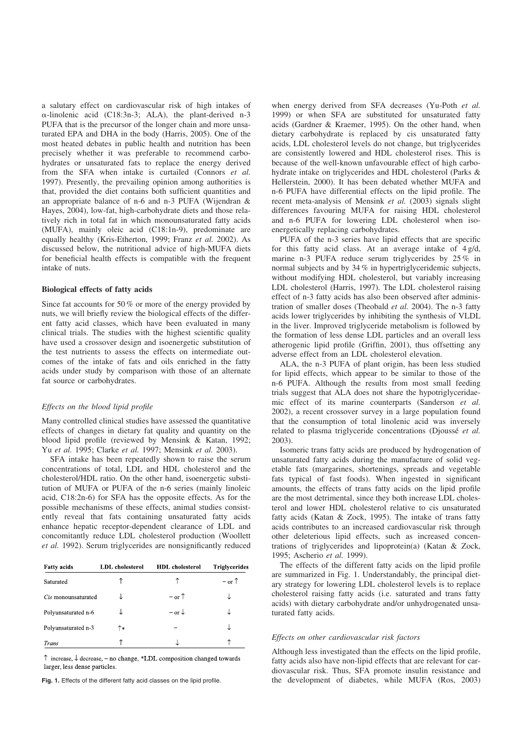a salutary effect on cardiovascular risk of high intakes of α-linolenic acid (C18:3n-3; ALA), the plant-derived n-3 PUFA that is the precursor of the longer chain and more unsaturated EPA and DHA in the body (Harris, 2005). One of the most heated debates in public health and nutrition has been precisely whether it was preferable to recommend carbohydrates or unsaturated fats to replace the energy derived from the SFA when intake is curtailed (Connors *et al.* 1997). Presently, the prevailing opinion among authorities is that, provided the diet contains both sufficient quantities and an appropriate balance of n-6 and n-3 PUFA (Wijendran & Hayes, 2004), low-fat, high-carbohydrate diets and those relatively rich in total fat in which monounsaturated fatty acids (MUFA), mainly oleic acid (C18:1n-9), predominate are equally healthy (Kris-Etherton, 1999; Franz *et al.* 2002). As discussed below, the nutritional advice of high-MUFA diets for beneficial health effects is compatible with the frequent intake of nuts.

## Biological effects of fatty acids

Since fat accounts for 50 % or more of the energy provided by nuts, we will briefly review the biological effects of the different fatty acid classes, which have been evaluated in many clinical trials. The studies with the highest scientific quality have used a crossover design and isoenergetic substitution of the test nutrients to assess the effects on intermediate outcomes of the intake of fats and oils enriched in the fatty acids under study by comparison with those of an alternate fat source or carbohydrates.

### *Effects on the blood lipid profile*

Many controlled clinical studies have assessed the quantitative effects of changes in dietary fat quality and quantity on the blood lipid profile (reviewed by Mensink & Katan, 1992; Yu *et al.* 1995; Clarke *et al.* 1997; Mensink *et al.* 2003).

SFA intake has been repeatedly shown to raise the serum concentrations of total, LDL and HDL cholesterol and the cholesterol/HDL ratio. On the other hand, isoenergetic substitution of MUFA or PUFA of the n-6 series (mainly linoleic acid, C18:2n-6) for SFA has the opposite effects. As for the possible mechanisms of these effects, animal studies consistently reveal that fats containing unsaturated fatty acids enhance hepatic receptor-dependent clearance of LDL and concomitantly reduce LDL cholesterol production (Woollett *et al.* 1992). Serum triglycerides are nonsignificantly reduced when energy derived from SFA decreases (Yu-Poth *et al.* 1999) or when SFA are substituted for unsaturated fatty acids (Gardner & Kraemer, 1995). On the other hand, when dietary carbohydrate is replaced by cis unsaturated fatty acids, LDL cholesterol levels do not change, but triglycerides are consistently lowered and HDL cholesterol rises. This is because of the well-known unfavourable effect of high carbohydrate intake on triglycerides and HDL cholesterol (Parks & Hellerstein, 2000). It has been debated whether MUFA and n-6 PUFA have differential effects on the lipid profile. The recent meta-analysis of Mensink *et al.* (2003) signals slight differences favouring MUFA for raising HDL cholesterol and n-6 PUFA for lowering LDL cholesterol when isoenergetically replacing carbohydrates.

| Fatty acids | LDL cholesterol | HDL cholesterol | Triglycerides |
|---|---|---|---|
| Saturated | ↑ | ↑ | – or ↑ |
| *Cis* monounsaturated | ↓ | – or ↑ | ↓ |
| Polyunsaturated n-6 | ↓ | – or ↓ | ↓ |
| Polyunsaturated n-3 | ↑* | – | ↓ |
| *Trans* | ↑ | ↓ | ↑ |

↑ increase, ↓ decrease, – no change, *LDL composition changed towards larger, less dense particles.

**Fig. 1.** Effects of the different fatty acid classes on the lipid profile.

PUFA of the n-3 series have lipid effects that are specific for this fatty acid class. At an average intake of 4 g/d, marine n-3 PUFA reduce serum triglycerides by 25 % in normal subjects and by 34 % in hypertriglyceridemic subjects, without modifying HDL cholesterol, but variably increasing LDL cholesterol (Harris, 1997). The LDL cholesterol raising effect of n-3 fatty acids has also been observed after administration of smaller doses (Theobald *et al.* 2004). The n-3 fatty acids lower triglycerides by inhibiting the synthesis of VLDL in the liver. Improved triglyceride metabolism is followed by the formation of less dense LDL particles and an overall less atherogenic lipid profile (Griffin, 2001), thus offsetting any adverse effect from an LDL cholesterol elevation.

ALA, the n-3 PUFA of plant origin, has been less studied for lipid effects, which appear to be similar to those of the n-6 PUFA. Although the results from most small feeding trials suggest that ALA does not share the hypotriglyceridaemic effect of its marine counterparts (Sanderson *et al.* 2002), a recent crossover survey in a large population found that the consumption of total linolenic acid was inversely related to plasma triglyceride concentrations (Djoussé *et al.* 2003).

Isomeric trans fatty acids are produced by hydrogenation of unsaturated fatty acids during the manufacture of solid vegetable fats (margarines, shortenings, spreads and vegetable fats typical of fast foods). When ingested in significant amounts, the effects of trans fatty acids on the lipid profile are the most detrimental, since they both increase LDL cholesterol and lower HDL cholesterol relative to cis unsaturated fatty acids (Katan & Zock, 1995). The intake of trans fatty acids contributes to an increased cardiovascular risk through other deleterious lipid effects, such as increased concentrations of triglycerides and lipoprotein(a) (Katan & Zock, 1995; Ascherio *et al.* 1999).

The effects of the different fatty acids on the lipid profile are summarized in Fig. 1. Understandably, the principal dietary strategy for lowering LDL cholesterol levels is to replace cholesterol raising fatty acids (i.e. saturated and trans fatty acids) with dietary carbohydrate and/or unhydrogenated unsaturated fatty acids.

### *Effects on other cardiovascular risk factors*

Although less investigated than the effects on the lipid profile, fatty acids also have non-lipid effects that are relevant for cardiovascular risk. Thus, SFA promote insulin resistance and the development of diabetes, while MUFA (Ros, 2003)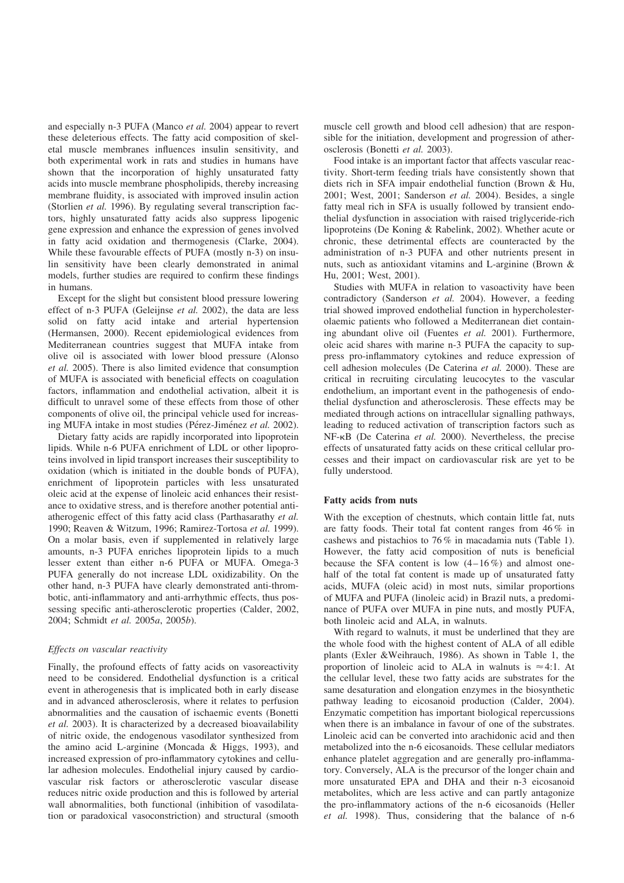and especially n-3 PUFA (Manco *et al.* 2004) appear to revert these deleterious effects. The fatty acid composition of skeletal muscle membranes influences insulin sensitivity, and both experimental work in rats and studies in humans have shown that the incorporation of highly unsaturated fatty acids into muscle membrane phospholipids, thereby increasing membrane fluidity, is associated with improved insulin action (Storlien *et al.* 1996). By regulating several transcription factors, highly unsaturated fatty acids also suppress lipogenic gene expression and enhance the expression of genes involved in fatty acid oxidation and thermogenesis (Clarke, 2004). While these favourable effects of PUFA (mostly n-3) on insulin sensitivity have been clearly demonstrated in animal models, further studies are required to confirm these findings in humans.

Except for the slight but consistent blood pressure lowering effect of n-3 PUFA (Geleijnse *et al.* 2002), the data are less solid on fatty acid intake and arterial hypertension (Hermansen, 2000). Recent epidemiological evidences from Mediterranean countries suggest that MUFA intake from olive oil is associated with lower blood pressure (Alonso *et al.* 2005). There is also limited evidence that consumption of MUFA is associated with beneficial effects on coagulation factors, inflammation and endothelial activation, albeit it is difficult to unravel some of these effects from those of other components of olive oil, the principal vehicle used for increasing MUFA intake in most studies (Pérez-Jiménez *et al.* 2002).

Dietary fatty acids are rapidly incorporated into lipoprotein lipids. While n-6 PUFA enrichment of LDL or other lipoproteins involved in lipid transport increases their susceptibility to oxidation (which is initiated in the double bonds of PUFA), enrichment of lipoprotein particles with less unsaturated oleic acid at the expense of linoleic acid enhances their resistance to oxidative stress, and is therefore another potential antiatherogenic effect of this fatty acid class (Parthasarathy *et al.* 1990; Reaven & Witzum, 1996; Ramirez-Tortosa *et al.* 1999). On a molar basis, even if supplemented in relatively large amounts, n-3 PUFA enriches lipoprotein lipids to a much lesser extent than either n-6 PUFA or MUFA. Omega-3 PUFA generally do not increase LDL oxidizability. On the other hand, n-3 PUFA have clearly demonstrated anti-thrombotic, anti-inflammatory and anti-arrhythmic effects, thus possessing specific anti-atherosclerotic properties (Calder, 2002, 2004; Schmidt *et al.* 2005*a*, 2005*b*).

### *Effects on vascular reactivity*

Finally, the profound effects of fatty acids on vasoreactivity need to be considered. Endothelial dysfunction is a critical event in atherogenesis that is implicated both in early disease and in advanced atherosclerosis, where it relates to perfusion abnormalities and the causation of ischaemic events (Bonetti *et al.* 2003). It is characterized by a decreased bioavailability of nitric oxide, the endogenous vasodilator synthesized from the amino acid L-arginine (Moncada & Higgs, 1993), and increased expression of pro-inflammatory cytokines and cellular adhesion molecules. Endothelial injury caused by cardiovascular risk factors or atherosclerotic vascular disease reduces nitric oxide production and this is followed by arterial wall abnormalities, both functional (inhibition of vasodilatation or paradoxical vasoconstriction) and structural (smooth muscle cell growth and blood cell adhesion) that are responsible for the initiation, development and progression of atherosclerosis (Bonetti *et al.* 2003).

Food intake is an important factor that affects vascular reactivity. Short-term feeding trials have consistently shown that diets rich in SFA impair endothelial function (Brown & Hu, 2001; West, 2001; Sanderson *et al.* 2004). Besides, a single fatty meal rich in SFA is usually followed by transient endothelial dysfunction in association with raised triglyceride-rich lipoproteins (De Koning & Rabelink, 2002). Whether acute or chronic, these detrimental effects are counteracted by the administration of n-3 PUFA and other nutrients present in nuts, such as antioxidant vitamins and L-arginine (Brown & Hu, 2001; West, 2001).

Studies with MUFA in relation to vasoactivity have been contradictory (Sanderson *et al.* 2004). However, a feeding trial showed improved endothelial function in hypercholesterolaemic patients who followed a Mediterranean diet containing abundant olive oil (Fuentes *et al.* 2001). Furthermore, oleic acid shares with marine n-3 PUFA the capacity to suppress pro-inflammatory cytokines and reduce expression of cell adhesion molecules (De Caterina *et al.* 2000). These are critical in recruiting circulating leucocytes to the vascular endothelium, an important event in the pathogenesis of endothelial dysfunction and atherosclerosis. These effects may be mediated through actions on intracellular signalling pathways, leading to reduced activation of transcription factors such as NF-κB (De Caterina *et al.* 2000). Nevertheless, the precise effects of unsaturated fatty acids on these critical cellular processes and their impact on cardiovascular risk are yet to be fully understood.

## Fatty acids from nuts

With the exception of chestnuts, which contain little fat, nuts are fatty foods. Their total fat content ranges from 46 % in cashews and pistachios to 76 % in macadamia nuts (Table 1). However, the fatty acid composition of nuts is beneficial because the SFA content is low (4–16 %) and almost one-half of the total fat content is made up of unsaturated fatty acids, MUFA (oleic acid) in most nuts, similar proportions of MUFA and PUFA (linoleic acid) in Brazil nuts, a predominance of PUFA over MUFA in pine nuts, and mostly PUFA, both linoleic acid and ALA, in walnuts.

With regard to walnuts, it must be underlined that they are the whole food with the highest content of ALA of all edible plants (Exler &Weihrauch, 1986). As shown in Table 1, the proportion of linoleic acid to ALA in walnuts is $\approx$4:1. At the cellular level, these two fatty acids are substrates for the same desaturation and elongation enzymes in the biosynthetic pathway leading to eicosanoid production (Calder, 2004). Enzymatic competition has important biological repercussions when there is an imbalance in favour of one of the substrates. Linoleic acid can be converted into arachidonic acid and then metabolized into the n-6 eicosanoids. These cellular mediators enhance platelet aggregation and are generally pro-inflammatory. Conversely, ALA is the precursor of the longer chain and more unsaturated EPA and DHA and their n-3 eicosanoid metabolites, which are less active and can partly antagonize the pro-inflammatory actions of the n-6 eicosanoids (Heller *et al.* 1998). Thus, considering that the balance of n-6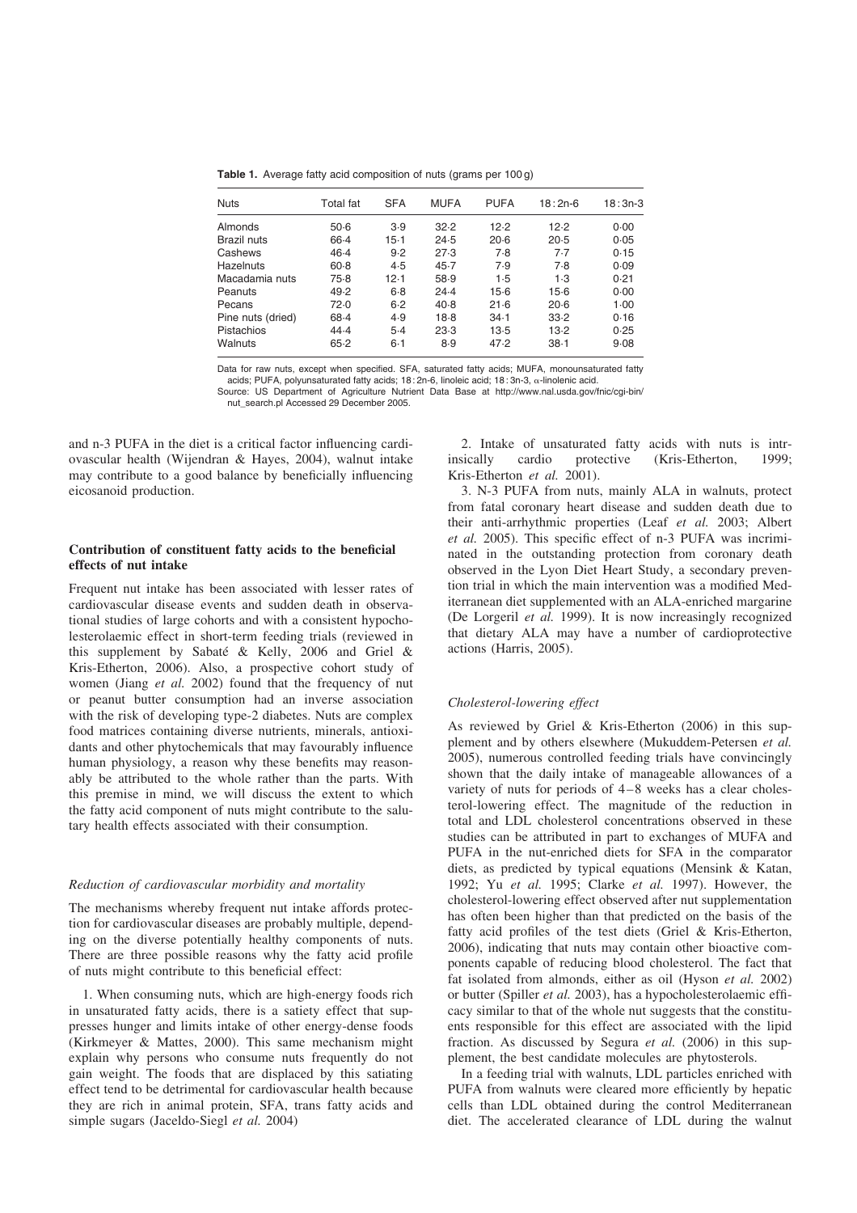**Table 1.** Average fatty acid composition of nuts (grams per 100 g)

| Nuts | Total fat | SFA | MUFA | PUFA | 18 : 2n-6 | 18 : 3n-3 |
|---|---|---|---|---|---|---|
| Almonds | 50·6 | 3·9 | 32·2 | 12·2 | 12·2 | 0·00 |
| Brazil nuts | 66·4 | 15·1 | 24·5 | 20·6 | 20·5 | 0·05 |
| Cashews | 46·4 | 9·2 | 27·3 | 7·8 | 7·7 | 0·15 |
| Hazelnuts | 60·8 | 4·5 | 45·7 | 7·9 | 7·8 | 0·09 |
| Macadamia nuts | 75·8 | 12·1 | 58·9 | 1·5 | 1·3 | 0·21 |
| Peanuts | 49·2 | 6·8 | 24·4 | 15·6 | 15·6 | 0·00 |
| Pecans | 72·0 | 6·2 | 40·8 | 21·6 | 20·6 | 1·00 |
| Pine nuts (dried) | 68·4 | 4·9 | 18·8 | 34·1 | 33·2 | 0·16 |
| Pistachios | 44·4 | 5·4 | 23·3 | 13·5 | 13·2 | 0·25 |
| Walnuts | 65·2 | 6·1 | 8·9 | 47·2 | 38·1 | 9·08 |

Data for raw nuts, except when specified. SFA, saturated fatty acids; MUFA, monounsaturated fatty acids; PUFA, polyunsaturated fatty acids; 18 : 2n-6, linoleic acid; 18 : 3n-3, α-linolenic acid.
Source: US Department of Agriculture Nutrient Data Base at http://www.nal.usda.gov/fnic/cgi-bin/nut_search.pl Accessed 29 December 2005.

and n-3 PUFA in the diet is a critical factor influencing cardiovascular health (Wijendran & Hayes, 2004), walnut intake may contribute to a good balance by beneficially influencing eicosanoid production.

## Contribution of constituent fatty acids to the beneficial effects of nut intake

Frequent nut intake has been associated with lesser rates of cardiovascular disease events and sudden death in observational studies of large cohorts and with a consistent hypocholesterolaemic effect in short-term feeding trials (reviewed in this supplement by Sabaté & Kelly, 2006 and Griel & Kris-Etherton, 2006). Also, a prospective cohort study of women (Jiang *et al.* 2002) found that the frequency of nut or peanut butter consumption had an inverse association with the risk of developing type-2 diabetes. Nuts are complex food matrices containing diverse nutrients, minerals, antioxidants and other phytochemicals that may favourably influence human physiology, a reason why these benefits may reasonably be attributed to the whole rather than the parts. With this premise in mind, we will discuss the extent to which the fatty acid component of nuts might contribute to the salutary health effects associated with their consumption.

### *Reduction of cardiovascular morbidity and mortality*

The mechanisms whereby frequent nut intake affords protection for cardiovascular diseases are probably multiple, depending on the diverse potentially healthy components of nuts. There are three possible reasons why the fatty acid profile of nuts might contribute to this beneficial effect:

1. When consuming nuts, which are high-energy foods rich in unsaturated fatty acids, there is a satiety effect that suppresses hunger and limits intake of other energy-dense foods (Kirkmeyer & Mattes, 2000). This same mechanism might explain why persons who consume nuts frequently do not gain weight. The foods that are displaced by this satiating effect tend to be detrimental for cardiovascular health because they are rich in animal protein, SFA, trans fatty acids and simple sugars (Jaceldo-Siegl *et al.* 2004)

2. Intake of unsaturated fatty acids with nuts is intrinsically cardio protective (Kris-Etherton, 1999; Kris-Etherton *et al.* 2001).

3. N-3 PUFA from nuts, mainly ALA in walnuts, protect from fatal coronary heart disease and sudden death due to their anti-arrhythmic properties (Leaf *et al.* 2003; Albert *et al.* 2005). This specific effect of n-3 PUFA was incriminated in the outstanding protection from coronary death observed in the Lyon Diet Heart Study, a secondary prevention trial in which the main intervention was a modified Mediterranean diet supplemented with an ALA-enriched margarine (De Lorgeril *et al.* 1999). It is now increasingly recognized that dietary ALA may have a number of cardioprotective actions (Harris, 2005).

### *Cholesterol-lowering effect*

As reviewed by Griel & Kris-Etherton (2006) in this supplement and by others elsewhere (Mukuddem-Petersen *et al.* 2005), numerous controlled feeding trials have convincingly shown that the daily intake of manageable allowances of a variety of nuts for periods of 4–8 weeks has a clear cholesterol-lowering effect. The magnitude of the reduction in total and LDL cholesterol concentrations observed in these studies can be attributed in part to exchanges of MUFA and PUFA in the nut-enriched diets for SFA in the comparator diets, as predicted by typical equations (Mensink & Katan, 1992; Yu *et al.* 1995; Clarke *et al.* 1997). However, the cholesterol-lowering effect observed after nut supplementation has often been higher than that predicted on the basis of the fatty acid profiles of the test diets (Griel & Kris-Etherton, 2006), indicating that nuts may contain other bioactive components capable of reducing blood cholesterol. The fact that fat isolated from almonds, either as oil (Hyson *et al.* 2002) or butter (Spiller *et al.* 2003), has a hypocholesterolaemic efficacy similar to that of the whole nut suggests that the constituents responsible for this effect are associated with the lipid fraction. As discussed by Segura *et al.* (2006) in this supplement, the best candidate molecules are phytosterols.

In a feeding trial with walnuts, LDL particles enriched with PUFA from walnuts were cleared more efficiently by hepatic cells than LDL obtained during the control Mediterranean diet. The accelerated clearance of LDL during the walnut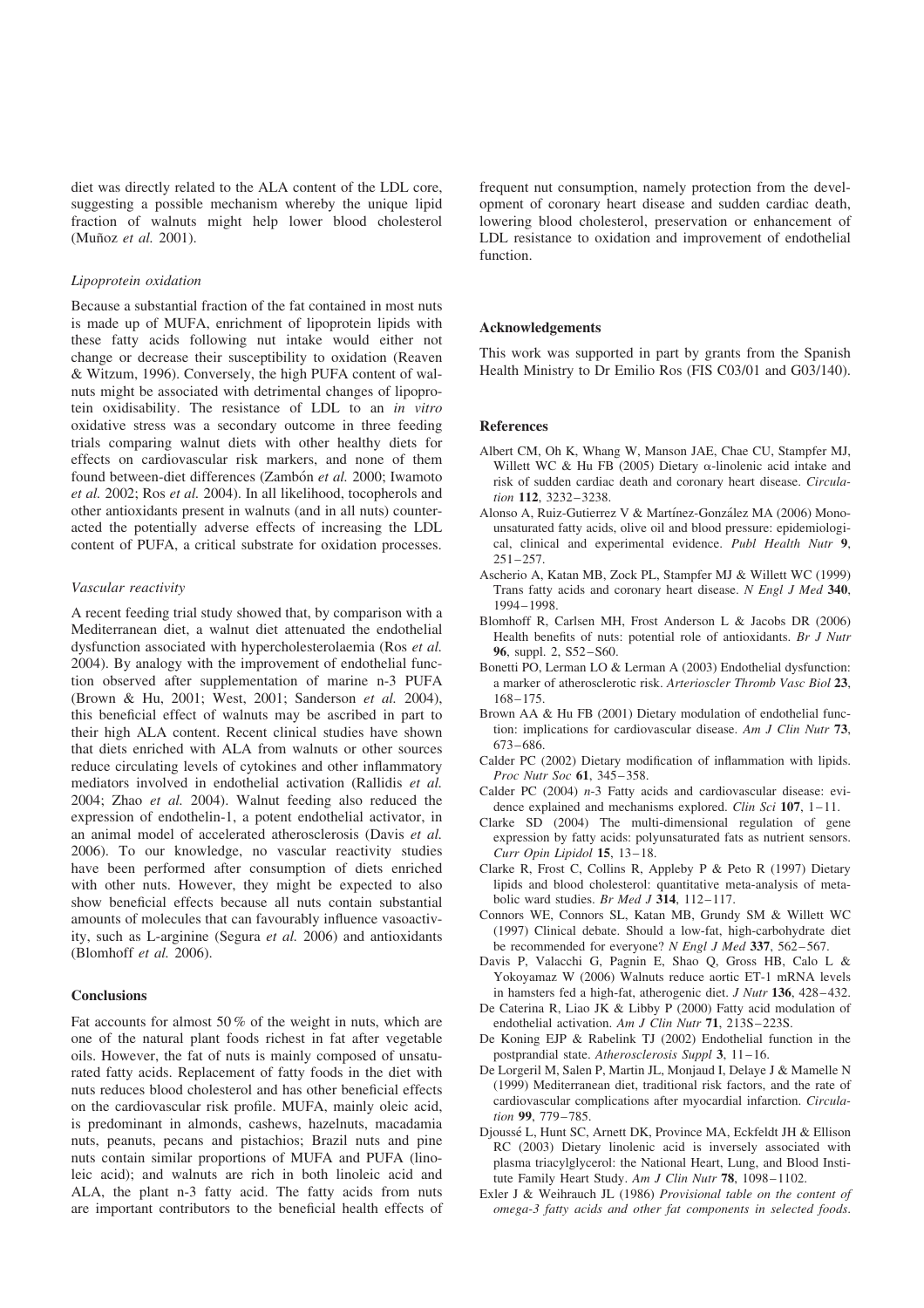diet was directly related to the ALA content of the LDL core, suggesting a possible mechanism whereby the unique lipid fraction of walnuts might help lower blood cholesterol (Muñoz *et al.* 2001).

### *Lipoprotein oxidation*

Because a substantial fraction of the fat contained in most nuts is made up of MUFA, enrichment of lipoprotein lipids with these fatty acids following nut intake would either not change or decrease their susceptibility to oxidation (Reaven & Witzum, 1996). Conversely, the high PUFA content of walnuts might be associated with detrimental changes of lipoprotein oxidisability. The resistance of LDL to an *in vitro* oxidative stress was a secondary outcome in three feeding trials comparing walnut diets with other healthy diets for effects on cardiovascular risk markers, and none of them found between-diet differences (Zambón *et al.* 2000; Iwamoto *et al.* 2002; Ros *et al.* 2004). In all likelihood, tocopherols and other antioxidants present in walnuts (and in all nuts) counteracted the potentially adverse effects of increasing the LDL content of PUFA, a critical substrate for oxidation processes.

### *Vascular reactivity*

A recent feeding trial study showed that, by comparison with a Mediterranean diet, a walnut diet attenuated the endothelial dysfunction associated with hypercholesterolaemia (Ros *et al.* 2004). By analogy with the improvement of endothelial function observed after supplementation of marine n-3 PUFA (Brown & Hu, 2001; West, 2001; Sanderson *et al.* 2004), this beneficial effect of walnuts may be ascribed in part to their high ALA content. Recent clinical studies have shown that diets enriched with ALA from walnuts or other sources reduce circulating levels of cytokines and other inflammatory mediators involved in endothelial activation (Rallidis *et al.* 2004; Zhao *et al.* 2004). Walnut feeding also reduced the expression of endothelin-1, a potent endothelial activator, in an animal model of accelerated atherosclerosis (Davis *et al.* 2006). To our knowledge, no vascular reactivity studies have been performed after consumption of diets enriched with other nuts. However, they might be expected to also show beneficial effects because all nuts contain substantial amounts of molecules that can favourably influence vasoactivity, such as L-arginine (Segura *et al.* 2006) and antioxidants (Blomhoff *et al.* 2006).

## Conclusions

Fat accounts for almost 50 % of the weight in nuts, which are one of the natural plant foods richest in fat after vegetable oils. However, the fat of nuts is mainly composed of unsaturated fatty acids. Replacement of fatty foods in the diet with nuts reduces blood cholesterol and has other beneficial effects on the cardiovascular risk profile. MUFA, mainly oleic acid, is predominant in almonds, cashews, hazelnuts, macadamia nuts, peanuts, pecans and pistachios; Brazil nuts and pine nuts contain similar proportions of MUFA and PUFA (linoleic acid); and walnuts are rich in both linoleic acid and ALA, the plant n-3 fatty acid. The fatty acids from nuts are important contributors to the beneficial health effects of frequent nut consumption, namely protection from the development of coronary heart disease and sudden cardiac death, lowering blood cholesterol, preservation or enhancement of LDL resistance to oxidation and improvement of endothelial function.

## Acknowledgements

This work was supported in part by grants from the Spanish Health Ministry to Dr Emilio Ros (FIS C03/01 and G03/140).

## References

Albert CM, Oh K, Whang W, Manson JAE, Chae CU, Stampfer MJ, Willett WC & Hu FB (2005) Dietary α-linolenic acid intake and risk of sudden cardiac death and coronary heart disease. *Circulation* **112**, 3232–3238.

Alonso A, Ruiz-Gutierrez V & Martínez-González MA (2006) Monounsaturated fatty acids, olive oil and blood pressure: epidemiological, clinical and experimental evidence. *Publ Health Nutr* **9**, 251–257.

Ascherio A, Katan MB, Zock PL, Stampfer MJ & Willett WC (1999) Trans fatty acids and coronary heart disease. *N Engl J Med* **340**, 1994–1998.

Blomhoff R, Carlsen MH, Frost Anderson L & Jacobs DR (2006) Health benefits of nuts: potential role of antioxidants. *Br J Nutr* **96**, suppl. 2, S52–S60.

Bonetti PO, Lerman LO & Lerman A (2003) Endothelial dysfunction: a marker of atherosclerotic risk. *Arterioscler Thromb Vasc Biol* **23**, 168–175.

Brown AA & Hu FB (2001) Dietary modulation of endothelial function: implications for cardiovascular disease. *Am J Clin Nutr* **73**, 673–686.

Calder PC (2002) Dietary modification of inflammation with lipids. *Proc Nutr Soc* **61**, 345–358.

Calder PC (2004) *n*-3 Fatty acids and cardiovascular disease: evidence explained and mechanisms explored. *Clin Sci* **107**, 1–11.

Clarke SD (2004) The multi-dimensional regulation of gene expression by fatty acids: polyunsaturated fats as nutrient sensors. *Curr Opin Lipidol* **15**, 13–18.

Clarke R, Frost C, Collins R, Appleby P & Peto R (1997) Dietary lipids and blood cholesterol: quantitative meta-analysis of metabolic ward studies. *Br Med J* **314**, 112–117.

Connors WE, Connors SL, Katan MB, Grundy SM & Willett WC (1997) Clinical debate. Should a low-fat, high-carbohydrate diet be recommended for everyone? *N Engl J Med* **337**, 562–567.

Davis P, Valacchi G, Pagnin E, Shao Q, Gross HB, Calo L & Yokoyamaz W (2006) Walnuts reduce aortic ET-1 mRNA levels in hamsters fed a high-fat, atherogenic diet. *J Nutr* **136**, 428–432.

De Caterina R, Liao JK & Libby P (2000) Fatty acid modulation of endothelial activation. *Am J Clin Nutr* **71**, 213S–223S.

De Koning EJP & Rabelink TJ (2002) Endothelial function in the postprandial state. *Atherosclerosis Suppl* **3**, 11–16.

De Lorgeril M, Salen P, Martin JL, Monjaud I, Delaye J & Mamelle N (1999) Mediterranean diet, traditional risk factors, and the rate of cardiovascular complications after myocardial infarction. *Circulation* **99**, 779–785.

Djoussé L, Hunt SC, Arnett DK, Province MA, Eckfeldt JH & Ellison RC (2003) Dietary linolenic acid is inversely associated with plasma triacylglycerol: the National Heart, Lung, and Blood Institute Family Heart Study. *Am J Clin Nutr* **78**, 1098–1102.

Exler J & Weihrauch JL (1986) *Provisional table on the content of omega-3 fatty acids and other fat components in selected foods.*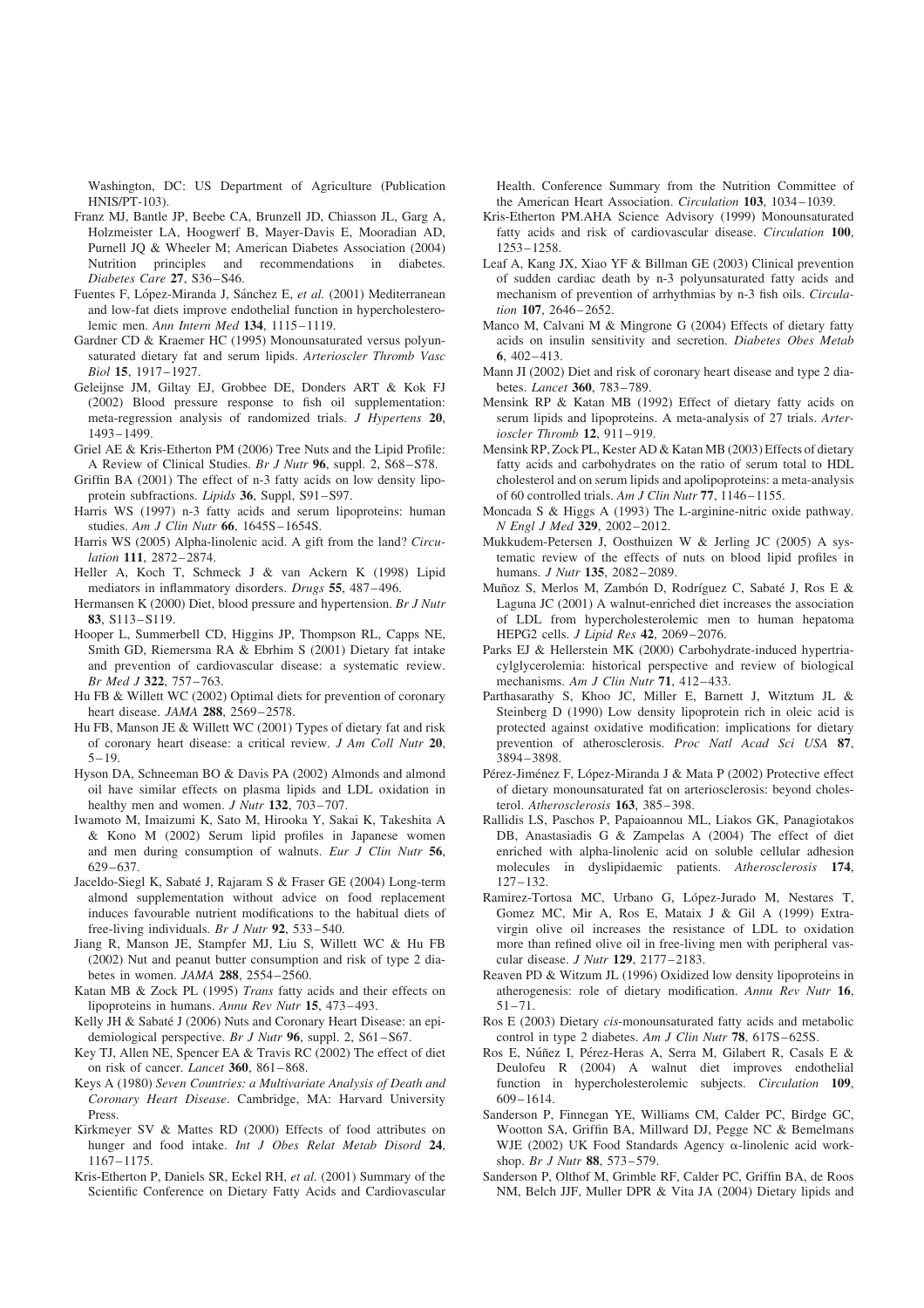Washington, DC: US Department of Agriculture (Publication HNIS/PT-103).

Franz MJ, Bantle JP, Beebe CA, Brunzell JD, Chiasson JL, Garg A, Holzmeister LA, Hoogwerf B, Mayer-Davis E, Mooradian AD, Purnell JQ & Wheeler M; American Diabetes Association (2004) Nutrition principles and recommendations in diabetes. *Diabetes Care* **27**, S36–S46.

Fuentes F, López-Miranda J, Sánchez E, *et al.* (2001) Mediterranean and low-fat diets improve endothelial function in hypercholesterolemic men. *Ann Intern Med* **134**, 1115–1119.

Gardner CD & Kraemer HC (1995) Monounsaturated versus polyunsaturated dietary fat and serum lipids. *Arterioscler Thromb Vasc Biol* **15**, 1917–1927.

Geleijnse JM, Giltay EJ, Grobbee DE, Donders ART & Kok FJ (2002) Blood pressure response to fish oil supplementation: meta-regression analysis of randomized trials. *J Hypertens* **20**, 1493–1499.

Griel AE & Kris-Etherton PM (2006) Tree Nuts and the Lipid Profile: A Review of Clinical Studies. *Br J Nutr* **96**, suppl. 2, S68–S78.

Griffin BA (2001) The effect of n-3 fatty acids on low density lipoprotein subfractions. *Lipids* **36**, Suppl, S91–S97.

Harris WS (1997) n-3 fatty acids and serum lipoproteins: human studies. *Am J Clin Nutr* **66**, 1645S–1654S.

Harris WS (2005) Alpha-linolenic acid. A gift from the land? *Circulation* **111**, 2872–2874.

Heller A, Koch T, Schmeck J & van Ackern K (1998) Lipid mediators in inflammatory disorders. *Drugs* **55**, 487–496.

Hermansen K (2000) Diet, blood pressure and hypertension. *Br J Nutr* **83**, S113–S119.

Hooper L, Summerbell CD, Higgins JP, Thompson RL, Capps NE, Smith GD, Riemersma RA & Ebrhim S (2001) Dietary fat intake and prevention of cardiovascular disease: a systematic review. *Br Med J* **322**, 757–763.

Hu FB & Willett WC (2002) Optimal diets for prevention of coronary heart disease. *JAMA* **288**, 2569–2578.

Hu FB, Manson JE & Willett WC (2001) Types of dietary fat and risk of coronary heart disease: a critical review. *J Am Coll Nutr* **20**, 5–19.

Hyson DA, Schneeman BO & Davis PA (2002) Almonds and almond oil have similar effects on plasma lipids and LDL oxidation in healthy men and women. *J Nutr* **132**, 703–707.

Iwamoto M, Imaizumi K, Sato M, Hirooka Y, Sakai K, Takeshita A & Kono M (2002) Serum lipid profiles in Japanese women and men during consumption of walnuts. *Eur J Clin Nutr* **56**, 629–637.

Jaceldo-Siegl K, Sabaté J, Rajaram S & Fraser GE (2004) Long-term almond supplementation without advice on food replacement induces favourable nutrient modifications to the habitual diets of free-living individuals. *Br J Nutr* **92**, 533–540.

Jiang R, Manson JE, Stampfer MJ, Liu S, Willett WC & Hu FB (2002) Nut and peanut butter consumption and risk of type 2 diabetes in women. *JAMA* **288**, 2554–2560.

Katan MB & Zock PL (1995) *Trans* fatty acids and their effects on lipoproteins in humans. *Annu Rev Nutr* **15**, 473–493.

Kelly JH & Sabaté J (2006) Nuts and Coronary Heart Disease: an epidemiological perspective. *Br J Nutr* **96**, suppl. 2, S61–S67.

Key TJ, Allen NE, Spencer EA & Travis RC (2002) The effect of diet on risk of cancer. *Lancet* **360**, 861–868.

Keys A (1980) *Seven Countries: a Multivariate Analysis of Death and Coronary Heart Disease*. Cambridge, MA: Harvard University Press.

Kirkmeyer SV & Mattes RD (2000) Effects of food attributes on hunger and food intake. *Int J Obes Relat Metab Disord* **24**, 1167–1175.

Kris-Etherton P, Daniels SR, Eckel RH, *et al.* (2001) Summary of the Scientific Conference on Dietary Fatty Acids and Cardiovascular Health. Conference Summary from the Nutrition Committee of the American Heart Association. *Circulation* **103**, 1034–1039.

Kris-Etherton PM.AHA Science Advisory (1999) Monounsaturated fatty acids and risk of cardiovascular disease. *Circulation* **100**, 1253–1258.

Leaf A, Kang JX, Xiao YF & Billman GE (2003) Clinical prevention of sudden cardiac death by n-3 polyunsaturated fatty acids and mechanism of prevention of arrhythmias by n-3 fish oils. *Circulation* **107**, 2646–2652.

Manco M, Calvani M & Mingrone G (2004) Effects of dietary fatty acids on insulin sensitivity and secretion. *Diabetes Obes Metab* **6**, 402–413.

Mann JI (2002) Diet and risk of coronary heart disease and type 2 diabetes. *Lancet* **360**, 783–789.

Mensink RP & Katan MB (1992) Effect of dietary fatty acids on serum lipids and lipoproteins. A meta-analysis of 27 trials. *Arterioscler Thromb* **12**, 911–919.

Mensink RP, Zock PL, Kester AD & Katan MB (2003) Effects of dietary fatty acids and carbohydrates on the ratio of serum total to HDL cholesterol and on serum lipids and apolipoproteins: a meta-analysis of 60 controlled trials. *Am J Clin Nutr* **77**, 1146–1155.

Moncada S & Higgs A (1993) The L-arginine-nitric oxide pathway. *N Engl J Med* **329**, 2002–2012.

Mukkudem-Petersen J, Oosthuizen W & Jerling JC (2005) A systematic review of the effects of nuts on blood lipid profiles in humans. *J Nutr* **135**, 2082–2089.

Muñoz S, Merlos M, Zambón D, Rodríguez C, Sabaté J, Ros E & Laguna JC (2001) A walnut-enriched diet increases the association of LDL from hypercholesterolemic men to human hepatoma HEPG2 cells. *J Lipid Res* **42**, 2069–2076.

Parks EJ & Hellerstein MK (2000) Carbohydrate-induced hypertriacylglycerolemia: historical perspective and review of biological mechanisms. *Am J Clin Nutr* **71**, 412–433.

Parthasarathy S, Khoo JC, Miller E, Barnett J, Witztum JL & Steinberg D (1990) Low density lipoprotein rich in oleic acid is protected against oxidative modification: implications for dietary prevention of atherosclerosis. *Proc Natl Acad Sci USA* **87**, 3894–3898.

Pérez-Jiménez F, López-Miranda J & Mata P (2002) Protective effect of dietary monounsaturated fat on arteriosclerosis: beyond cholesterol. *Atherosclerosis* **163**, 385–398.

Rallidis LS, Paschos P, Papaioannou ML, Liakos GK, Panagiotakos DB, Anastasiadis G & Zampelas A (2004) The effect of diet enriched with alpha-linolenic acid on soluble cellular adhesion molecules in dyslipidaemic patients. *Atherosclerosis* **174**, 127–132.

Ramirez-Tortosa MC, Urbano G, López-Jurado M, Nestares T, Gomez MC, Mir A, Ros E, Mataix J & Gil A (1999) Extra-virgin olive oil increases the resistance of LDL to oxidation more than refined olive oil in free-living men with peripheral vascular disease. *J Nutr* **129**, 2177–2183.

Reaven PD & Witzum JL (1996) Oxidized low density lipoproteins in atherogenesis: role of dietary modification. *Annu Rev Nutr* **16**, 51–71.

Ros E (2003) Dietary *cis*-monounsaturated fatty acids and metabolic control in type 2 diabetes. *Am J Clin Nutr* **78**, 617S–625S.

Ros E, Núñez I, Pérez-Heras A, Serra M, Gilabert R, Casals E & Deulofeu R (2004) A walnut diet improves endothelial function in hypercholesterolemic subjects. *Circulation* **109**, 609–1614.

Sanderson P, Finnegan YE, Williams CM, Calder PC, Birdge GC, Wootton SA, Griffin BA, Millward DJ, Pegge NC & Bemelmans WJE (2002) UK Food Standards Agency α-linolenic acid workshop. *Br J Nutr* **88**, 573–579.

Sanderson P, Olthof M, Grimble RF, Calder PC, Griffin BA, de Roos NM, Belch JJF, Muller DPR & Vita JA (2004) Dietary lipids and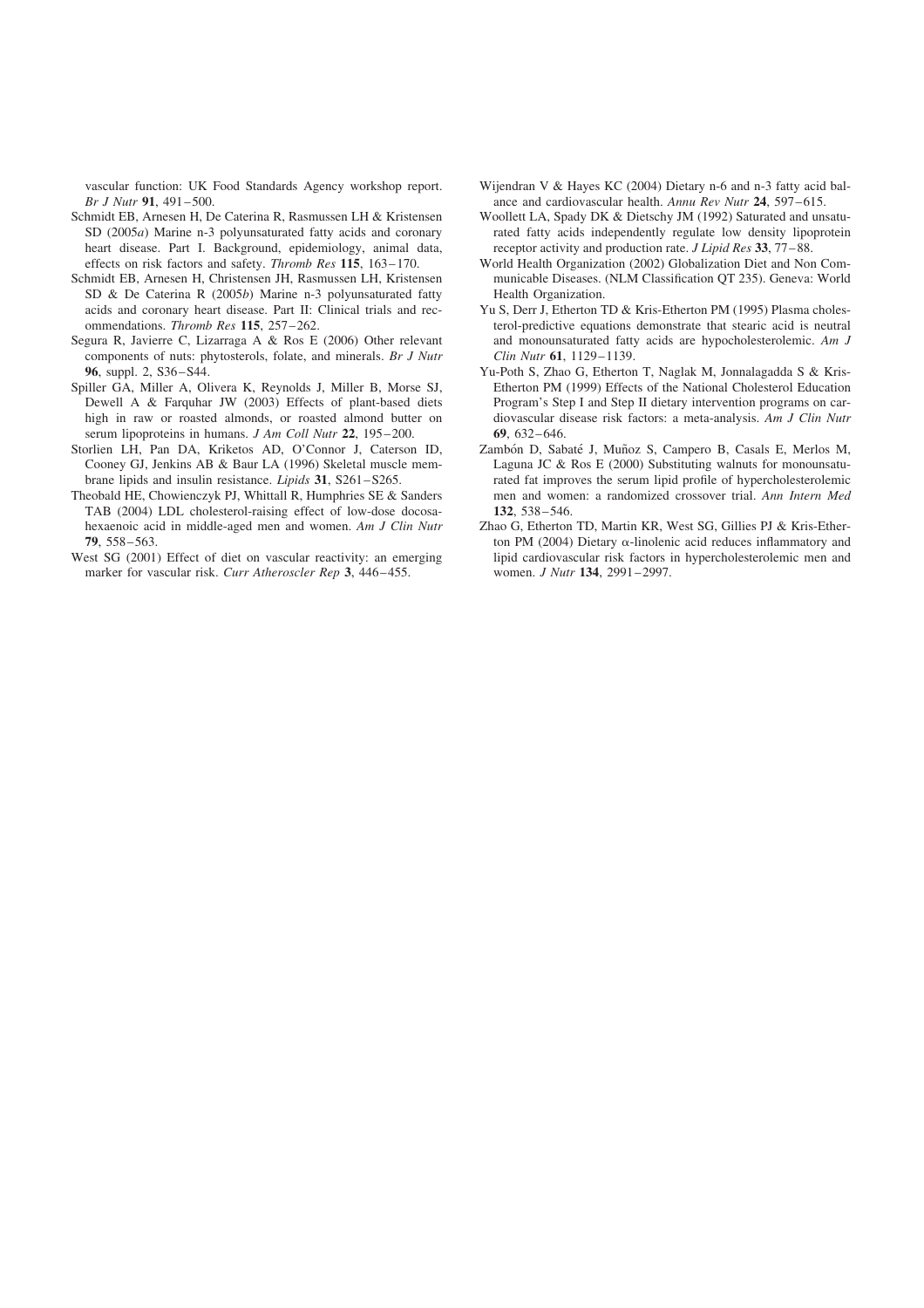vascular function: UK Food Standards Agency workshop report. *Br J Nutr* **91**, 491–500.

Schmidt EB, Arnesen H, De Caterina R, Rasmussen LH & Kristensen SD (2005*a*) Marine n-3 polyunsaturated fatty acids and coronary heart disease. Part I. Background, epidemiology, animal data, effects on risk factors and safety. *Thromb Res* **115**, 163–170.

Schmidt EB, Arnesen H, Christensen JH, Rasmussen LH, Kristensen SD & De Caterina R (2005*b*) Marine n-3 polyunsaturated fatty acids and coronary heart disease. Part II: Clinical trials and recommendations. *Thromb Res* **115**, 257–262.

Segura R, Javierre C, Lizarraga A & Ros E (2006) Other relevant components of nuts: phytosterols, folate, and minerals. *Br J Nutr* **96**, suppl. 2, S36–S44.

Spiller GA, Miller A, Olivera K, Reynolds J, Miller B, Morse SJ, Dewell A & Farquhar JW (2003) Effects of plant-based diets high in raw or roasted almonds, or roasted almond butter on serum lipoproteins in humans. *J Am Coll Nutr* **22**, 195–200.

Storlien LH, Pan DA, Kriketos AD, O'Connor J, Caterson ID, Cooney GJ, Jenkins AB & Baur LA (1996) Skeletal muscle membrane lipids and insulin resistance. *Lipids* **31**, S261–S265.

Theobald HE, Chowienczyk PJ, Whittall R, Humphries SE & Sanders TAB (2004) LDL cholesterol-raising effect of low-dose docosahexaenoic acid in middle-aged men and women. *Am J Clin Nutr* **79**, 558–563.

West SG (2001) Effect of diet on vascular reactivity: an emerging marker for vascular risk. *Curr Atheroscler Rep* **3**, 446–455.

Wijendran V & Hayes KC (2004) Dietary n-6 and n-3 fatty acid balance and cardiovascular health. *Annu Rev Nutr* **24**, 597–615.

Woollett LA, Spady DK & Dietschy JM (1992) Saturated and unsaturated fatty acids independently regulate low density lipoprotein receptor activity and production rate. *J Lipid Res* **33**, 77–88.

World Health Organization (2002) Globalization Diet and Non Communicable Diseases. (NLM Classification QT 235). Geneva: World Health Organization.

Yu S, Derr J, Etherton TD & Kris-Etherton PM (1995) Plasma cholesterol-predictive equations demonstrate that stearic acid is neutral and monounsaturated fatty acids are hypocholesterolemic. *Am J Clin Nutr* **61**, 1129–1139.

Yu-Poth S, Zhao G, Etherton T, Naglak M, Jonnalagadda S & Kris-Etherton PM (1999) Effects of the National Cholesterol Education Program's Step I and Step II dietary intervention programs on cardiovascular disease risk factors: a meta-analysis. *Am J Clin Nutr* **69**, 632–646.

Zambón D, Sabaté J, Muñoz S, Campero B, Casals E, Merlos M, Laguna JC & Ros E (2000) Substituting walnuts for monounsaturated fat improves the serum lipid profile of hypercholesterolemic men and women: a randomized crossover trial. *Ann Intern Med* **132**, 538–546.

Zhao G, Etherton TD, Martin KR, West SG, Gillies PJ & Kris-Etherton PM (2004) Dietary $\alpha$-linolenic acid reduces inflammatory and lipid cardiovascular risk factors in hypercholesterolemic men and women. *J Nutr* **134**, 2991–2997.